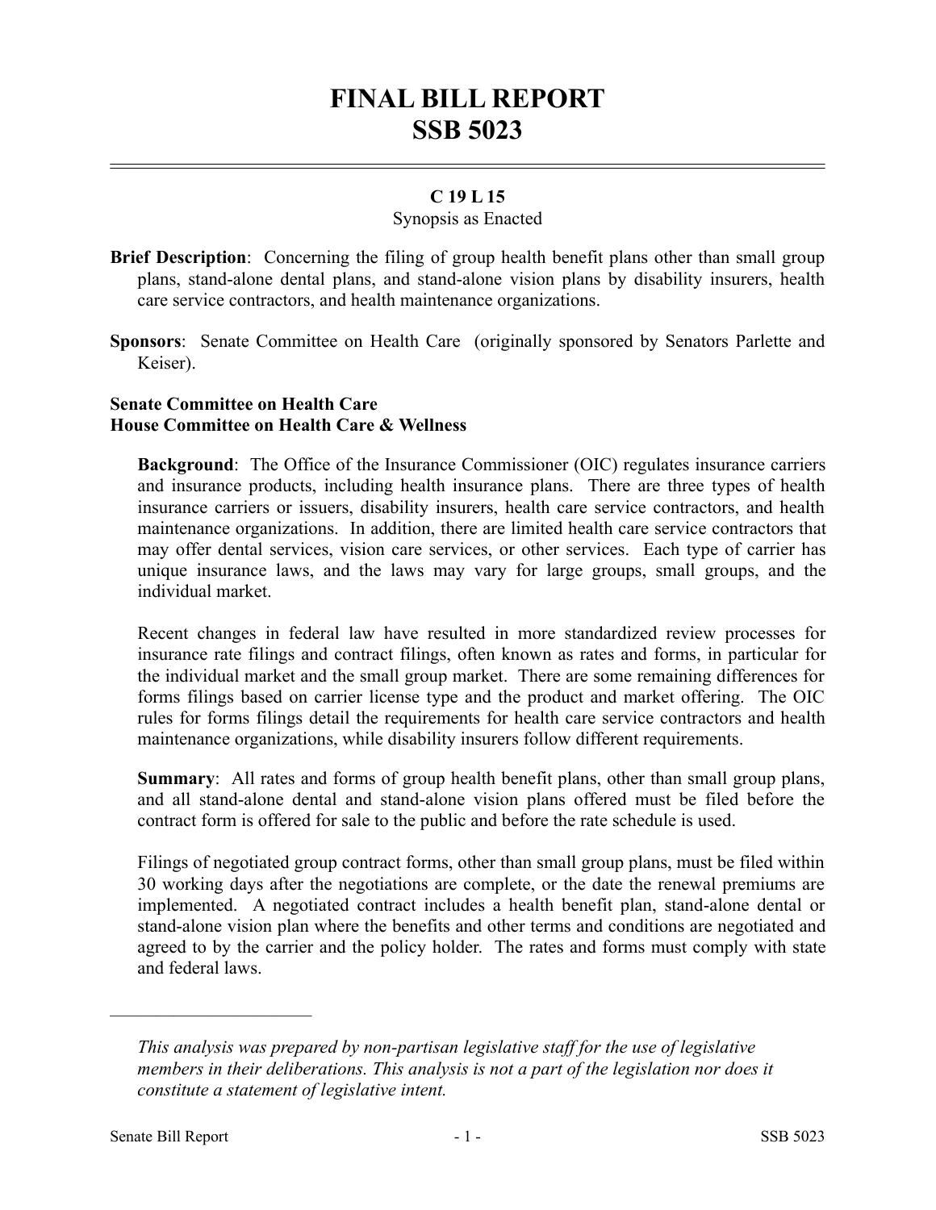# FINAL BILL REPORT
# SSB 5023

**C 19 L 15**

Synopsis as Enacted

**Brief Description**: Concerning the filing of group health benefit plans other than small group plans, stand-alone dental plans, and stand-alone vision plans by disability insurers, health care service contractors, and health maintenance organizations.

**Sponsors**: Senate Committee on Health Care (originally sponsored by Senators Parlette and Keiser).

**Senate Committee on Health Care**
**House Committee on Health Care & Wellness**

**Background**: The Office of the Insurance Commissioner (OIC) regulates insurance carriers and insurance products, including health insurance plans. There are three types of health insurance carriers or issuers, disability insurers, health care service contractors, and health maintenance organizations. In addition, there are limited health care service contractors that may offer dental services, vision care services, or other services. Each type of carrier has unique insurance laws, and the laws may vary for large groups, small groups, and the individual market.

Recent changes in federal law have resulted in more standardized review processes for insurance rate filings and contract filings, often known as rates and forms, in particular for the individual market and the small group market. There are some remaining differences for forms filings based on carrier license type and the product and market offering. The OIC rules for forms filings detail the requirements for health care service contractors and health maintenance organizations, while disability insurers follow different requirements.

**Summary**: All rates and forms of group health benefit plans, other than small group plans, and all stand-alone dental and stand-alone vision plans offered must be filed before the contract form is offered for sale to the public and before the rate schedule is used.

Filings of negotiated group contract forms, other than small group plans, must be filed within 30 working days after the negotiations are complete, or the date the renewal premiums are implemented. A negotiated contract includes a health benefit plan, stand-alone dental or stand-alone vision plan where the benefits and other terms and conditions are negotiated and agreed to by the carrier and the policy holder. The rates and forms must comply with state and federal laws.

---

*This analysis was prepared by non-partisan legislative staff for the use of legislative members in their deliberations. This analysis is not a part of the legislation nor does it constitute a statement of legislative intent.*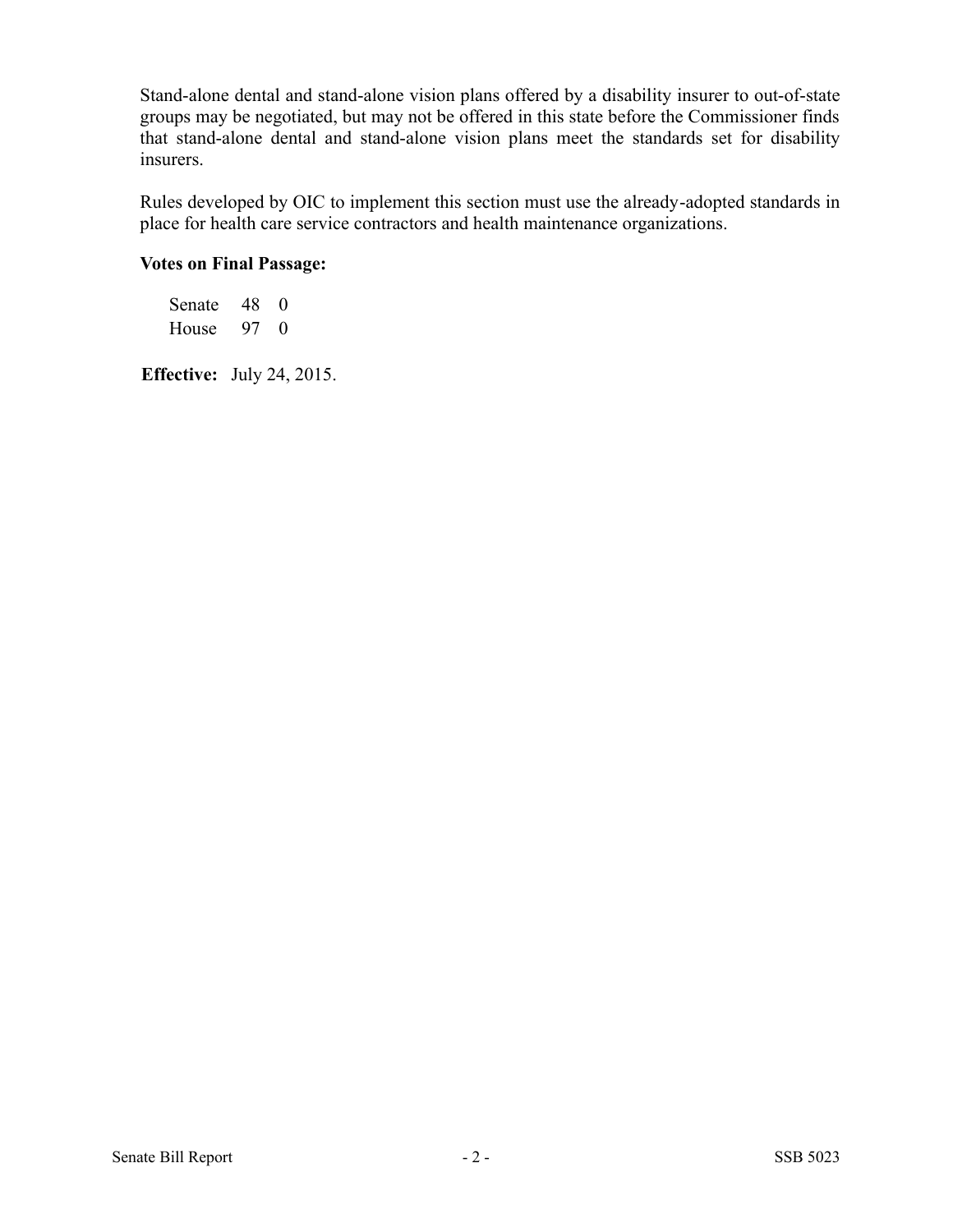Stand-alone dental and stand-alone vision plans offered by a disability insurer to out-of-state groups may be negotiated, but may not be offered in this state before the Commissioner finds that stand-alone dental and stand-alone vision plans meet the standards set for disability insurers.

Rules developed by OIC to implement this section must use the already-adopted standards in place for health care service contractors and health maintenance organizations.

**Votes on Final Passage:**

| | | |
|---|---|---|
| Senate | 48 | 0 |
| House | 97 | 0 |

**Effective:** July 24, 2015.